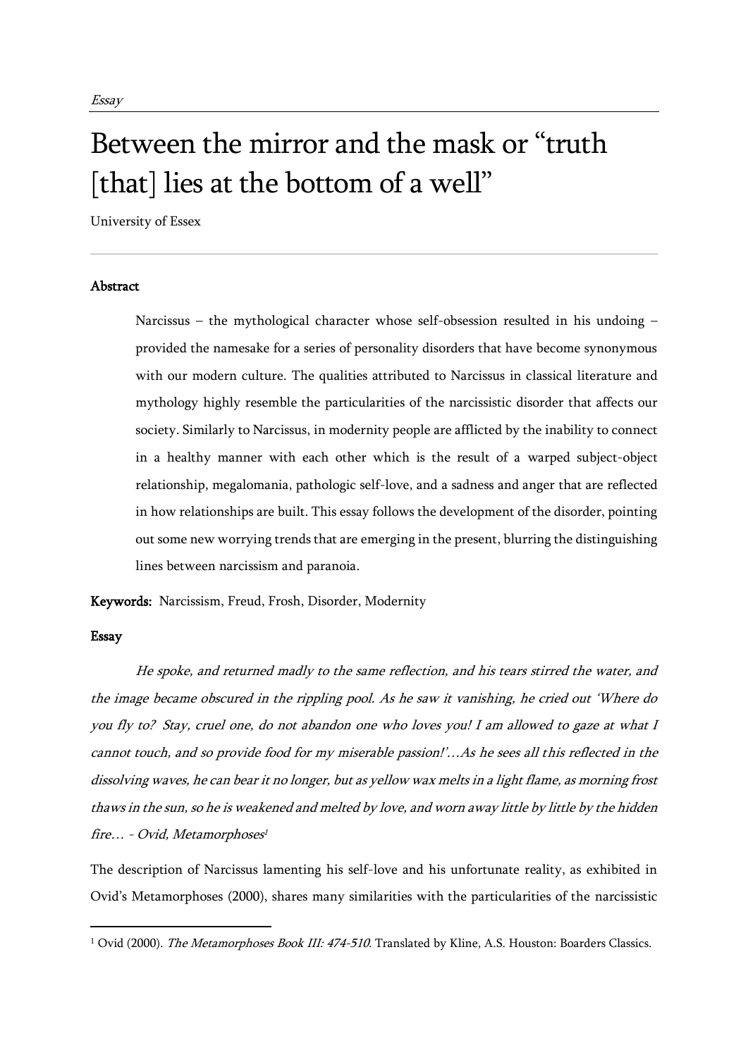*Essay*

# Between the mirror and the mask or "truth [that] lies at the bottom of a well"

University of Essex

## Abstract

Narcissus – the mythological character whose self-obsession resulted in his undoing – provided the namesake for a series of personality disorders that have become synonymous with our modern culture. The qualities attributed to Narcissus in classical literature and mythology highly resemble the particularities of the narcissistic disorder that affects our society. Similarly to Narcissus, in modernity people are afflicted by the inability to connect in a healthy manner with each other which is the result of a warped subject-object relationship, megalomania, pathologic self-love, and a sadness and anger that are reflected in how relationships are built. This essay follows the development of the disorder, pointing out some new worrying trends that are emerging in the present, blurring the distinguishing lines between narcissism and paranoia.

**Keywords:** Narcissism, Freud, Frosh, Disorder, Modernity

## Essay

*He spoke, and returned madly to the same reflection, and his tears stirred the water, and the image became obscured in the rippling pool. As he saw it vanishing, he cried out 'Where do you fly to? Stay, cruel one, do not abandon one who loves you! I am allowed to gaze at what I cannot touch, and so provide food for my miserable passion!'…As he sees all this reflected in the dissolving waves, he can bear it no longer, but as yellow wax melts in a light flame, as morning frost thaws in the sun, so he is weakened and melted by love, and worn away little by little by the hidden fire… - Ovid, Metamorphoses*[1]

The description of Narcissus lamenting his self-love and his unfortunate reality, as exhibited in Ovid's Metamorphoses (2000), shares many similarities with the particularities of the narcissistic

---

[1] Ovid (2000). *The Metamorphoses Book III: 474-510*. Translated by Kline, A.S. Houston: Boarders Classics.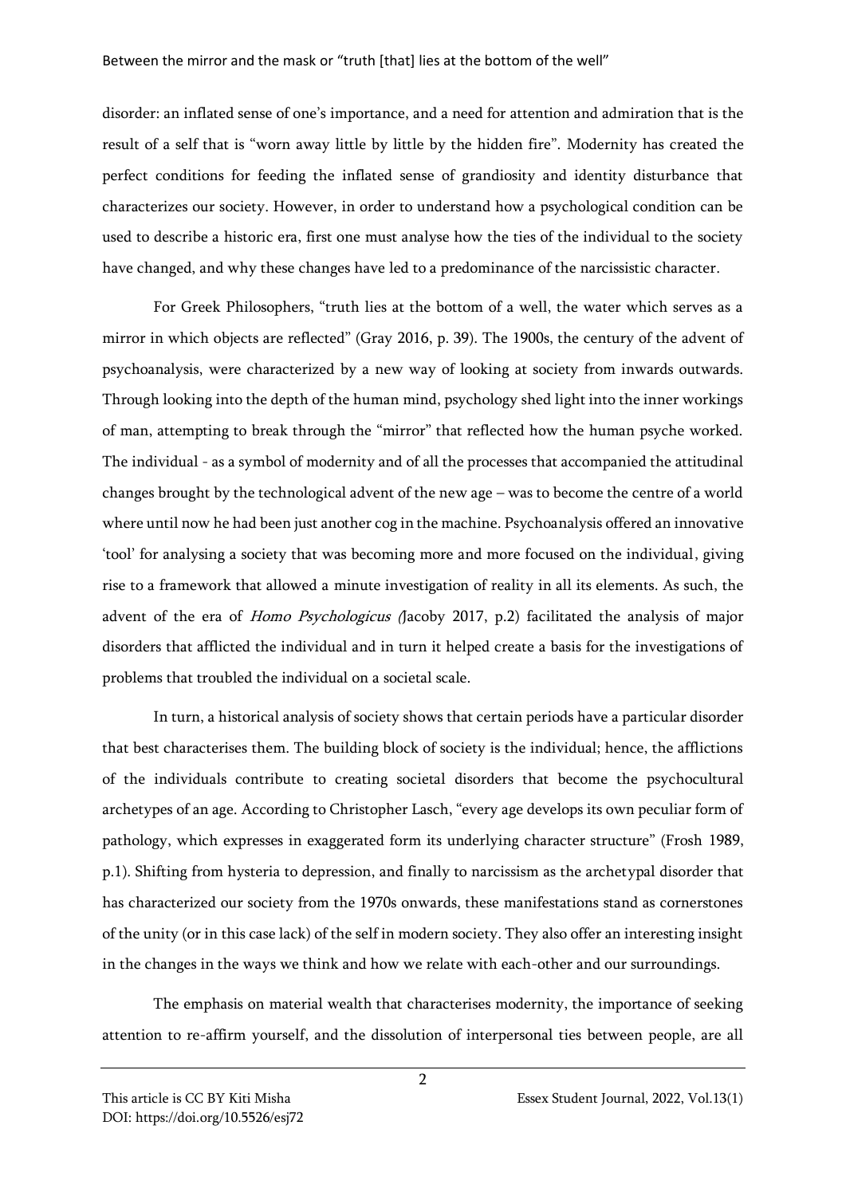disorder: an inflated sense of one's importance, and a need for attention and admiration that is the result of a self that is "worn away little by little by the hidden fire". Modernity has created the perfect conditions for feeding the inflated sense of grandiosity and identity disturbance that characterizes our society. However, in order to understand how a psychological condition can be used to describe a historic era, first one must analyse how the ties of the individual to the society have changed, and why these changes have led to a predominance of the narcissistic character.

For Greek Philosophers, "truth lies at the bottom of a well, the water which serves as a mirror in which objects are reflected" (Gray 2016, p. 39). The 1900s, the century of the advent of psychoanalysis, were characterized by a new way of looking at society from inwards outwards. Through looking into the depth of the human mind, psychology shed light into the inner workings of man, attempting to break through the "mirror" that reflected how the human psyche worked. The individual - as a symbol of modernity and of all the processes that accompanied the attitudinal changes brought by the technological advent of the new age – was to become the centre of a world where until now he had been just another cog in the machine. Psychoanalysis offered an innovative 'tool' for analysing a society that was becoming more and more focused on the individual, giving rise to a framework that allowed a minute investigation of reality in all its elements. As such, the advent of the era of *Homo Psychologicus (*Jacoby 2017, p.2) facilitated the analysis of major disorders that afflicted the individual and in turn it helped create a basis for the investigations of problems that troubled the individual on a societal scale.

In turn, a historical analysis of society shows that certain periods have a particular disorder that best characterises them. The building block of society is the individual; hence, the afflictions of the individuals contribute to creating societal disorders that become the psychocultural archetypes of an age. According to Christopher Lasch, "every age develops its own peculiar form of pathology, which expresses in exaggerated form its underlying character structure" (Frosh 1989, p.1). Shifting from hysteria to depression, and finally to narcissism as the archetypal disorder that has characterized our society from the 1970s onwards, these manifestations stand as cornerstones of the unity (or in this case lack) of the self in modern society. They also offer an interesting insight in the changes in the ways we think and how we relate with each-other and our surroundings.

The emphasis on material wealth that characterises modernity, the importance of seeking attention to re-affirm yourself, and the dissolution of interpersonal ties between people, are all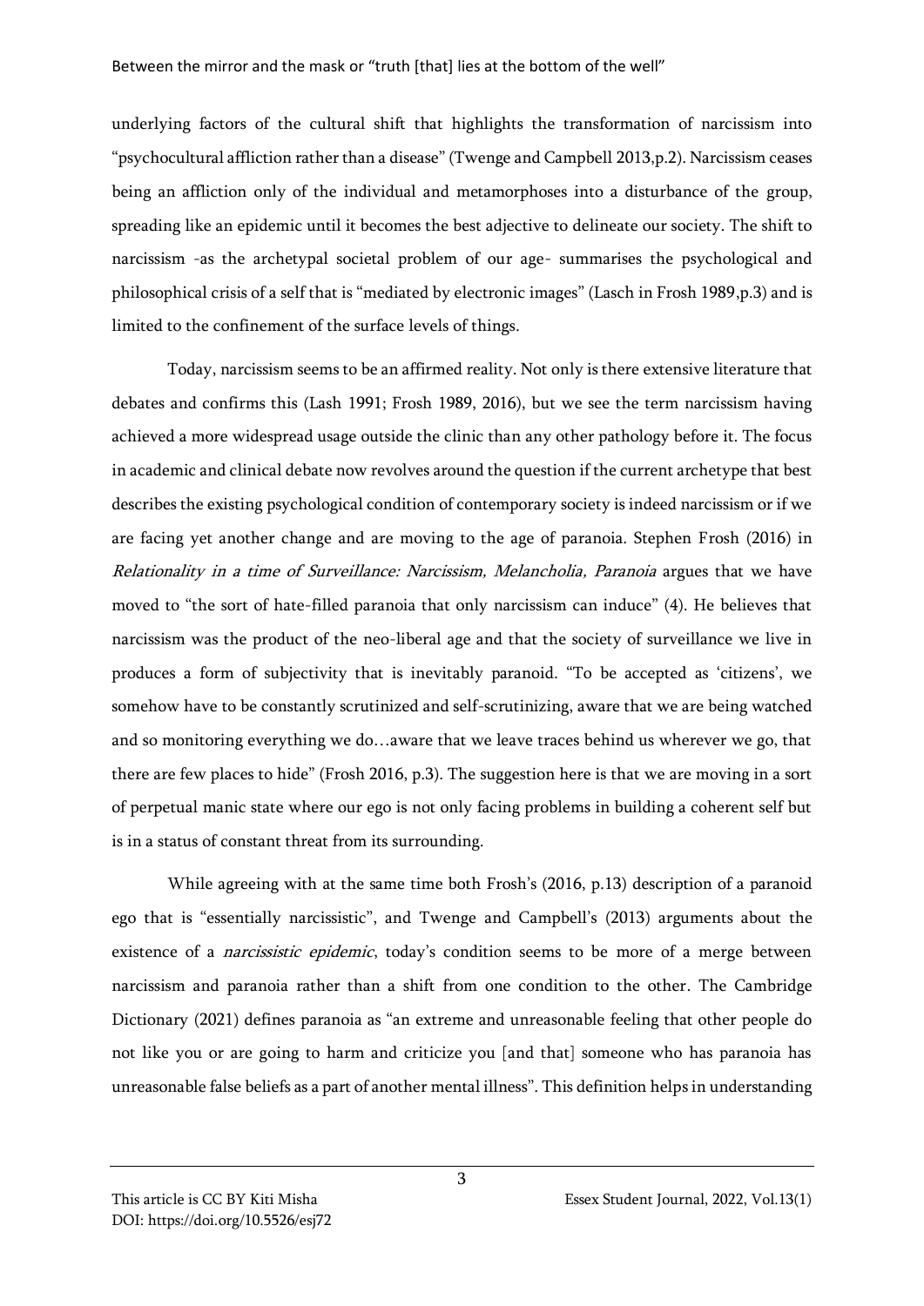underlying factors of the cultural shift that highlights the transformation of narcissism into "psychocultural affliction rather than a disease" (Twenge and Campbell 2013,p.2). Narcissism ceases being an affliction only of the individual and metamorphoses into a disturbance of the group, spreading like an epidemic until it becomes the best adjective to delineate our society. The shift to narcissism -as the archetypal societal problem of our age- summarises the psychological and philosophical crisis of a self that is "mediated by electronic images" (Lasch in Frosh 1989,p.3) and is limited to the confinement of the surface levels of things.

Today, narcissism seems to be an affirmed reality. Not only is there extensive literature that debates and confirms this (Lash 1991; Frosh 1989, 2016), but we see the term narcissism having achieved a more widespread usage outside the clinic than any other pathology before it. The focus in academic and clinical debate now revolves around the question if the current archetype that best describes the existing psychological condition of contemporary society is indeed narcissism or if we are facing yet another change and are moving to the age of paranoia. Stephen Frosh (2016) in *Relationality in a time of Surveillance: Narcissism, Melancholia, Paranoia* argues that we have moved to "the sort of hate-filled paranoia that only narcissism can induce" (4). He believes that narcissism was the product of the neo-liberal age and that the society of surveillance we live in produces a form of subjectivity that is inevitably paranoid. "To be accepted as 'citizens', we somehow have to be constantly scrutinized and self-scrutinizing, aware that we are being watched and so monitoring everything we do…aware that we leave traces behind us wherever we go, that there are few places to hide" (Frosh 2016, p.3). The suggestion here is that we are moving in a sort of perpetual manic state where our ego is not only facing problems in building a coherent self but is in a status of constant threat from its surrounding.

While agreeing with at the same time both Frosh's (2016, p.13) description of a paranoid ego that is "essentially narcissistic", and Twenge and Campbell's (2013) arguments about the existence of a *narcissistic epidemic*, today's condition seems to be more of a merge between narcissism and paranoia rather than a shift from one condition to the other. The Cambridge Dictionary (2021) defines paranoia as "an extreme and unreasonable feeling that other people do not like you or are going to harm and criticize you [and that] someone who has paranoia has unreasonable false beliefs as a part of another mental illness". This definition helps in understanding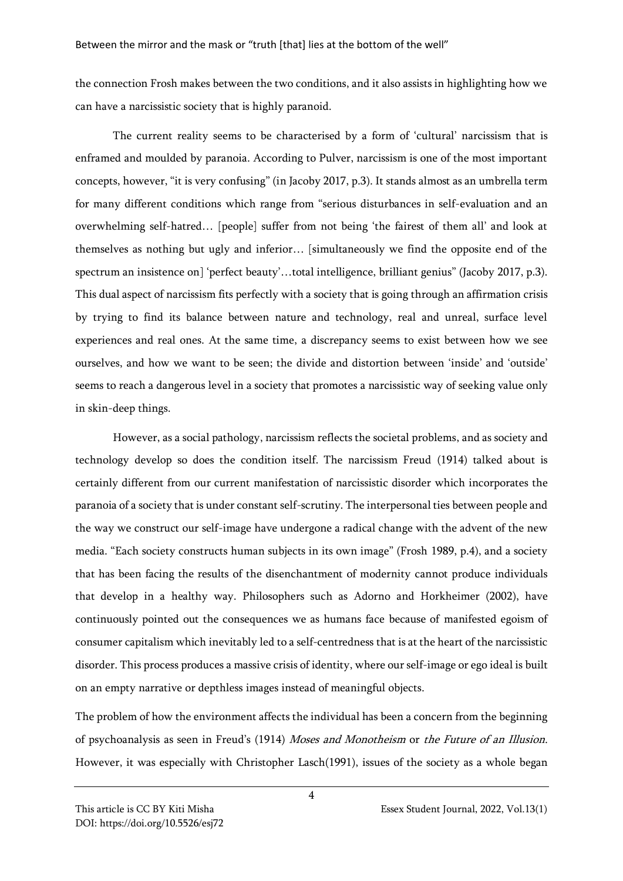the connection Frosh makes between the two conditions, and it also assists in highlighting how we can have a narcissistic society that is highly paranoid.

The current reality seems to be characterised by a form of 'cultural' narcissism that is enframed and moulded by paranoia. According to Pulver, narcissism is one of the most important concepts, however, "it is very confusing" (in Jacoby 2017, p.3). It stands almost as an umbrella term for many different conditions which range from "serious disturbances in self-evaluation and an overwhelming self-hatred… [people] suffer from not being 'the fairest of them all' and look at themselves as nothing but ugly and inferior… [simultaneously we find the opposite end of the spectrum an insistence on] 'perfect beauty'…total intelligence, brilliant genius" (Jacoby 2017, p.3). This dual aspect of narcissism fits perfectly with a society that is going through an affirmation crisis by trying to find its balance between nature and technology, real and unreal, surface level experiences and real ones. At the same time, a discrepancy seems to exist between how we see ourselves, and how we want to be seen; the divide and distortion between 'inside' and 'outside' seems to reach a dangerous level in a society that promotes a narcissistic way of seeking value only in skin-deep things.

However, as a social pathology, narcissism reflects the societal problems, and as society and technology develop so does the condition itself. The narcissism Freud (1914) talked about is certainly different from our current manifestation of narcissistic disorder which incorporates the paranoia of a society that is under constant self-scrutiny. The interpersonal ties between people and the way we construct our self-image have undergone a radical change with the advent of the new media. "Each society constructs human subjects in its own image" (Frosh 1989, p.4), and a society that has been facing the results of the disenchantment of modernity cannot produce individuals that develop in a healthy way. Philosophers such as Adorno and Horkheimer (2002), have continuously pointed out the consequences we as humans face because of manifested egoism of consumer capitalism which inevitably led to a self-centredness that is at the heart of the narcissistic disorder. This process produces a massive crisis of identity, where our self-image or ego ideal is built on an empty narrative or depthless images instead of meaningful objects.

The problem of how the environment affects the individual has been a concern from the beginning of psychoanalysis as seen in Freud's (1914) *Moses and Monotheism* or *the Future of an Illusion*. However, it was especially with Christopher Lasch(1991), issues of the society as a whole began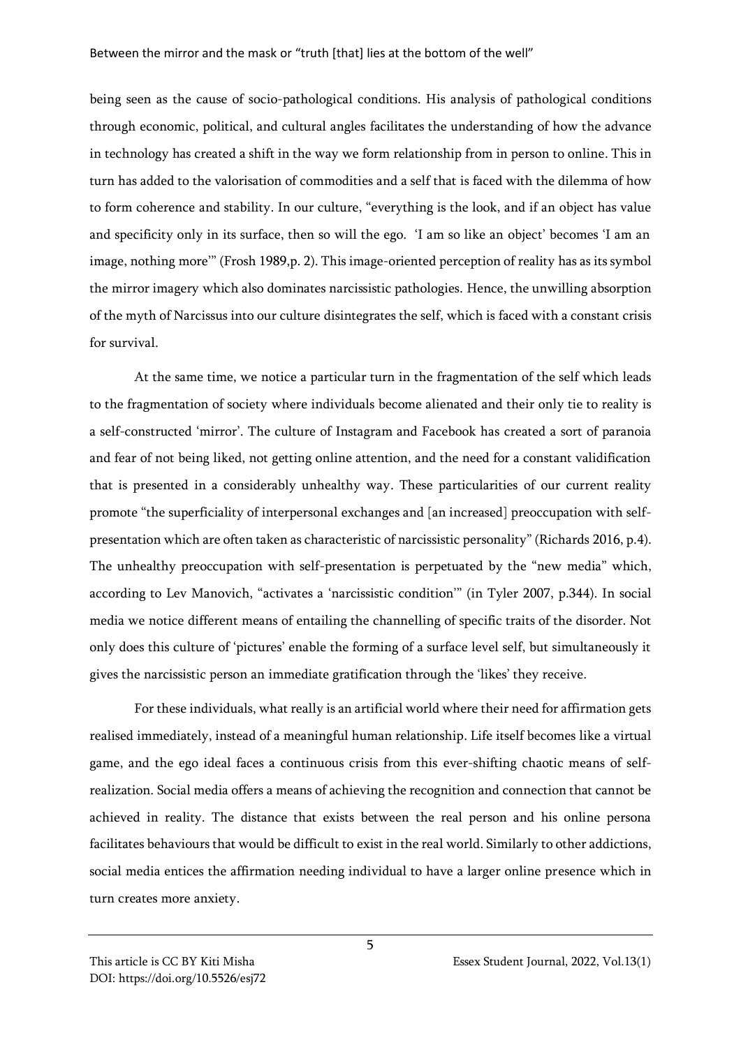being seen as the cause of socio-pathological conditions. His analysis of pathological conditions through economic, political, and cultural angles facilitates the understanding of how the advance in technology has created a shift in the way we form relationship from in person to online. This in turn has added to the valorisation of commodities and a self that is faced with the dilemma of how to form coherence and stability. In our culture, "everything is the look, and if an object has value and specificity only in its surface, then so will the ego. 'I am so like an object' becomes 'I am an image, nothing more'" (Frosh 1989,p. 2). This image-oriented perception of reality has as its symbol the mirror imagery which also dominates narcissistic pathologies. Hence, the unwilling absorption of the myth of Narcissus into our culture disintegrates the self, which is faced with a constant crisis for survival.

At the same time, we notice a particular turn in the fragmentation of the self which leads to the fragmentation of society where individuals become alienated and their only tie to reality is a self-constructed 'mirror'. The culture of Instagram and Facebook has created a sort of paranoia and fear of not being liked, not getting online attention, and the need for a constant validification that is presented in a considerably unhealthy way. These particularities of our current reality promote "the superficiality of interpersonal exchanges and [an increased] preoccupation with self-presentation which are often taken as characteristic of narcissistic personality" (Richards 2016, p.4). The unhealthy preoccupation with self-presentation is perpetuated by the "new media" which, according to Lev Manovich, "activates a 'narcissistic condition'" (in Tyler 2007, p.344). In social media we notice different means of entailing the channelling of specific traits of the disorder. Not only does this culture of 'pictures' enable the forming of a surface level self, but simultaneously it gives the narcissistic person an immediate gratification through the 'likes' they receive.

For these individuals, what really is an artificial world where their need for affirmation gets realised immediately, instead of a meaningful human relationship. Life itself becomes like a virtual game, and the ego ideal faces a continuous crisis from this ever-shifting chaotic means of self-realization. Social media offers a means of achieving the recognition and connection that cannot be achieved in reality. The distance that exists between the real person and his online persona facilitates behaviours that would be difficult to exist in the real world. Similarly to other addictions, social media entices the affirmation needing individual to have a larger online presence which in turn creates more anxiety.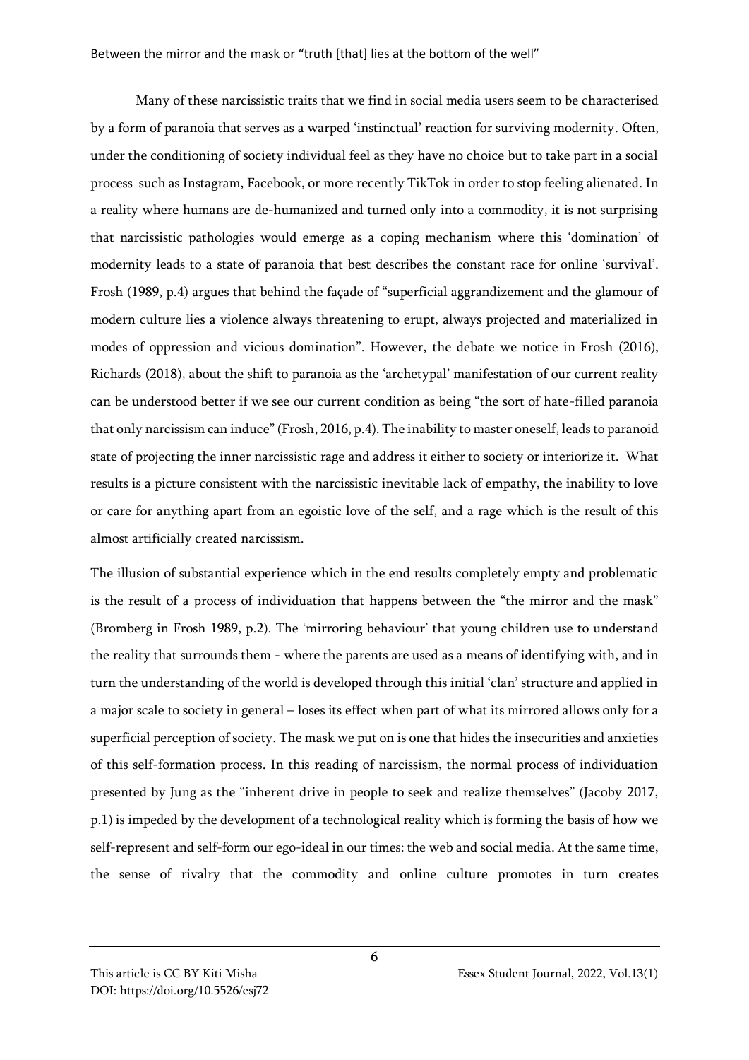Many of these narcissistic traits that we find in social media users seem to be characterised by a form of paranoia that serves as a warped 'instinctual' reaction for surviving modernity. Often, under the conditioning of society individual feel as they have no choice but to take part in a social process such as Instagram, Facebook, or more recently TikTok in order to stop feeling alienated. In a reality where humans are de-humanized and turned only into a commodity, it is not surprising that narcissistic pathologies would emerge as a coping mechanism where this 'domination' of modernity leads to a state of paranoia that best describes the constant race for online 'survival'. Frosh (1989, p.4) argues that behind the façade of "superficial aggrandizement and the glamour of modern culture lies a violence always threatening to erupt, always projected and materialized in modes of oppression and vicious domination". However, the debate we notice in Frosh (2016), Richards (2018), about the shift to paranoia as the 'archetypal' manifestation of our current reality can be understood better if we see our current condition as being "the sort of hate-filled paranoia that only narcissism can induce" (Frosh, 2016, p.4). The inability to master oneself, leads to paranoid state of projecting the inner narcissistic rage and address it either to society or interiorize it. What results is a picture consistent with the narcissistic inevitable lack of empathy, the inability to love or care for anything apart from an egoistic love of the self, and a rage which is the result of this almost artificially created narcissism.

The illusion of substantial experience which in the end results completely empty and problematic is the result of a process of individuation that happens between the "the mirror and the mask" (Bromberg in Frosh 1989, p.2). The 'mirroring behaviour' that young children use to understand the reality that surrounds them - where the parents are used as a means of identifying with, and in turn the understanding of the world is developed through this initial 'clan' structure and applied in a major scale to society in general – loses its effect when part of what its mirrored allows only for a superficial perception of society. The mask we put on is one that hides the insecurities and anxieties of this self-formation process. In this reading of narcissism, the normal process of individuation presented by Jung as the "inherent drive in people to seek and realize themselves" (Jacoby 2017, p.1) is impeded by the development of a technological reality which is forming the basis of how we self-represent and self-form our ego-ideal in our times: the web and social media. At the same time, the sense of rivalry that the commodity and online culture promotes in turn creates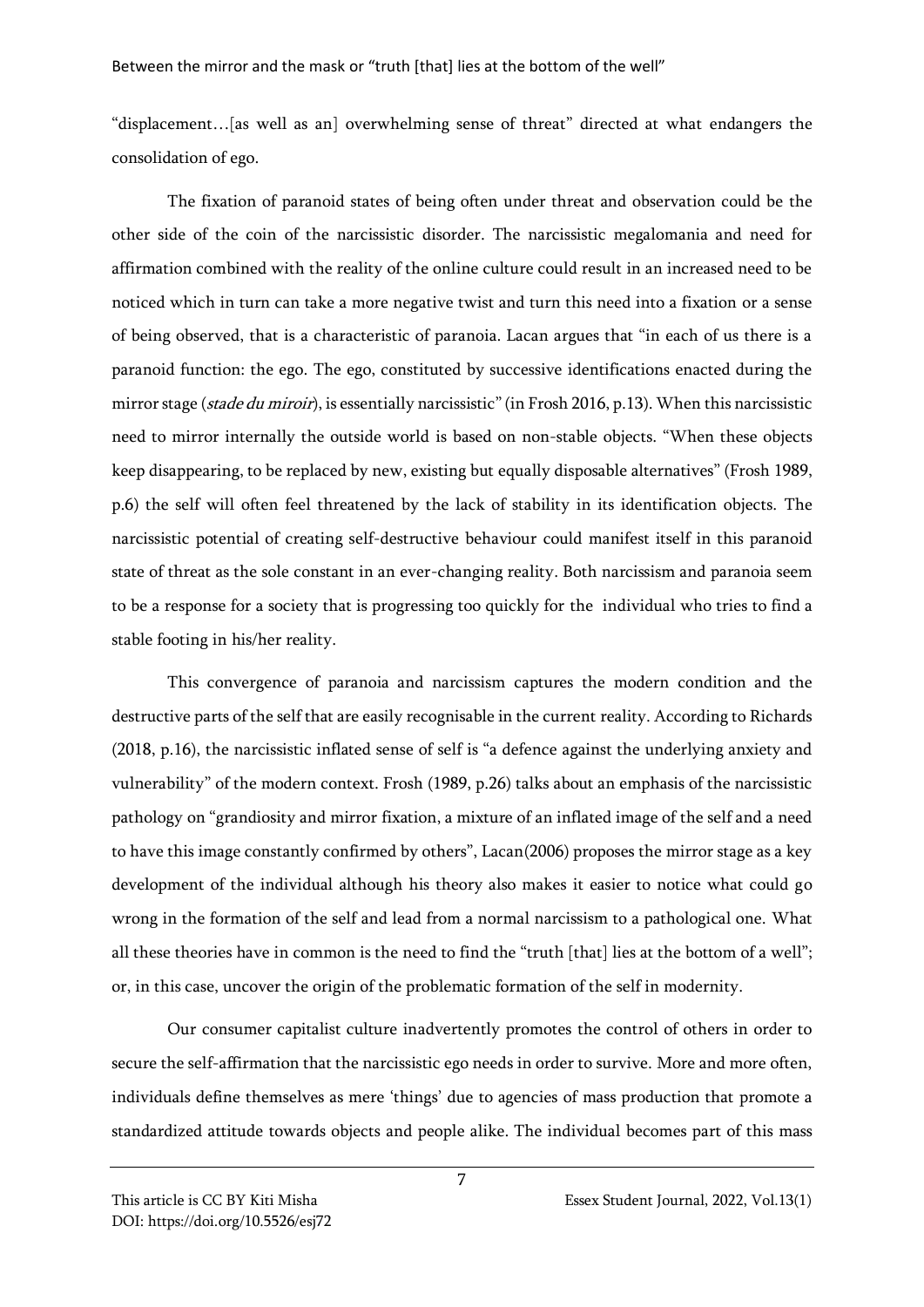"displacement…[as well as an] overwhelming sense of threat" directed at what endangers the consolidation of ego.

The fixation of paranoid states of being often under threat and observation could be the other side of the coin of the narcissistic disorder. The narcissistic megalomania and need for affirmation combined with the reality of the online culture could result in an increased need to be noticed which in turn can take a more negative twist and turn this need into a fixation or a sense of being observed, that is a characteristic of paranoia. Lacan argues that "in each of us there is a paranoid function: the ego. The ego, constituted by successive identifications enacted during the mirror stage (*stade du miroir*), is essentially narcissistic" (in Frosh 2016, p.13). When this narcissistic need to mirror internally the outside world is based on non-stable objects. "When these objects keep disappearing, to be replaced by new, existing but equally disposable alternatives" (Frosh 1989, p.6) the self will often feel threatened by the lack of stability in its identification objects. The narcissistic potential of creating self-destructive behaviour could manifest itself in this paranoid state of threat as the sole constant in an ever-changing reality. Both narcissism and paranoia seem to be a response for a society that is progressing too quickly for the individual who tries to find a stable footing in his/her reality.

This convergence of paranoia and narcissism captures the modern condition and the destructive parts of the self that are easily recognisable in the current reality. According to Richards (2018, p.16), the narcissistic inflated sense of self is "a defence against the underlying anxiety and vulnerability" of the modern context. Frosh (1989, p.26) talks about an emphasis of the narcissistic pathology on "grandiosity and mirror fixation, a mixture of an inflated image of the self and a need to have this image constantly confirmed by others", Lacan(2006) proposes the mirror stage as a key development of the individual although his theory also makes it easier to notice what could go wrong in the formation of the self and lead from a normal narcissism to a pathological one. What all these theories have in common is the need to find the "truth [that] lies at the bottom of a well"; or, in this case, uncover the origin of the problematic formation of the self in modernity.

Our consumer capitalist culture inadvertently promotes the control of others in order to secure the self-affirmation that the narcissistic ego needs in order to survive. More and more often, individuals define themselves as mere 'things' due to agencies of mass production that promote a standardized attitude towards objects and people alike. The individual becomes part of this mass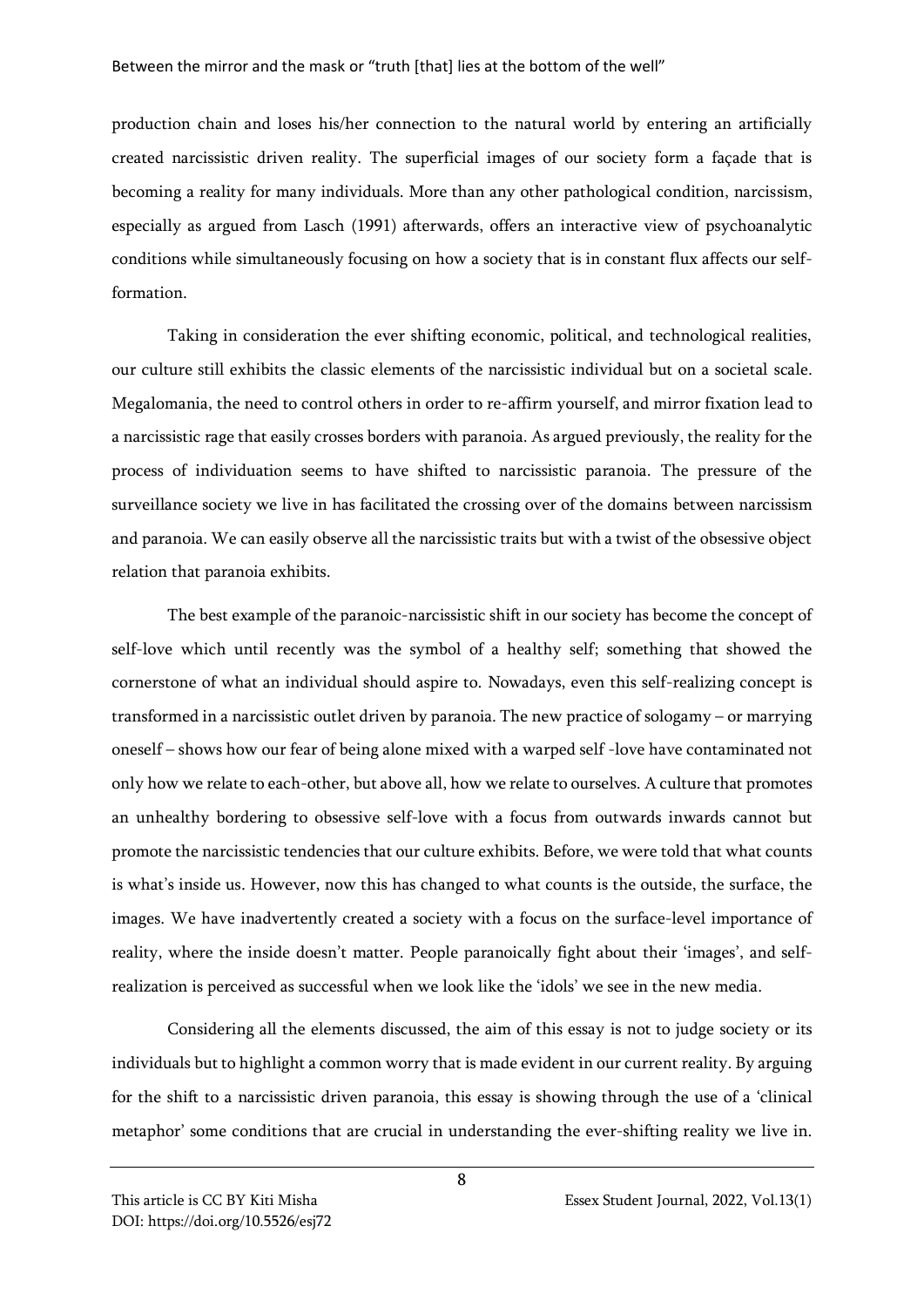production chain and loses his/her connection to the natural world by entering an artificially created narcissistic driven reality. The superficial images of our society form a façade that is becoming a reality for many individuals. More than any other pathological condition, narcissism, especially as argued from Lasch (1991) afterwards, offers an interactive view of psychoanalytic conditions while simultaneously focusing on how a society that is in constant flux affects our self-formation.

Taking in consideration the ever shifting economic, political, and technological realities, our culture still exhibits the classic elements of the narcissistic individual but on a societal scale. Megalomania, the need to control others in order to re-affirm yourself, and mirror fixation lead to a narcissistic rage that easily crosses borders with paranoia. As argued previously, the reality for the process of individuation seems to have shifted to narcissistic paranoia. The pressure of the surveillance society we live in has facilitated the crossing over of the domains between narcissism and paranoia. We can easily observe all the narcissistic traits but with a twist of the obsessive object relation that paranoia exhibits.

The best example of the paranoic-narcissistic shift in our society has become the concept of self-love which until recently was the symbol of a healthy self; something that showed the cornerstone of what an individual should aspire to. Nowadays, even this self-realizing concept is transformed in a narcissistic outlet driven by paranoia. The new practice of sologamy – or marrying oneself – shows how our fear of being alone mixed with a warped self -love have contaminated not only how we relate to each-other, but above all, how we relate to ourselves. A culture that promotes an unhealthy bordering to obsessive self-love with a focus from outwards inwards cannot but promote the narcissistic tendencies that our culture exhibits. Before, we were told that what counts is what's inside us. However, now this has changed to what counts is the outside, the surface, the images. We have inadvertently created a society with a focus on the surface-level importance of reality, where the inside doesn't matter. People paranoically fight about their 'images', and self-realization is perceived as successful when we look like the 'idols' we see in the new media.

Considering all the elements discussed, the aim of this essay is not to judge society or its individuals but to highlight a common worry that is made evident in our current reality. By arguing for the shift to a narcissistic driven paranoia, this essay is showing through the use of a 'clinical metaphor' some conditions that are crucial in understanding the ever-shifting reality we live in.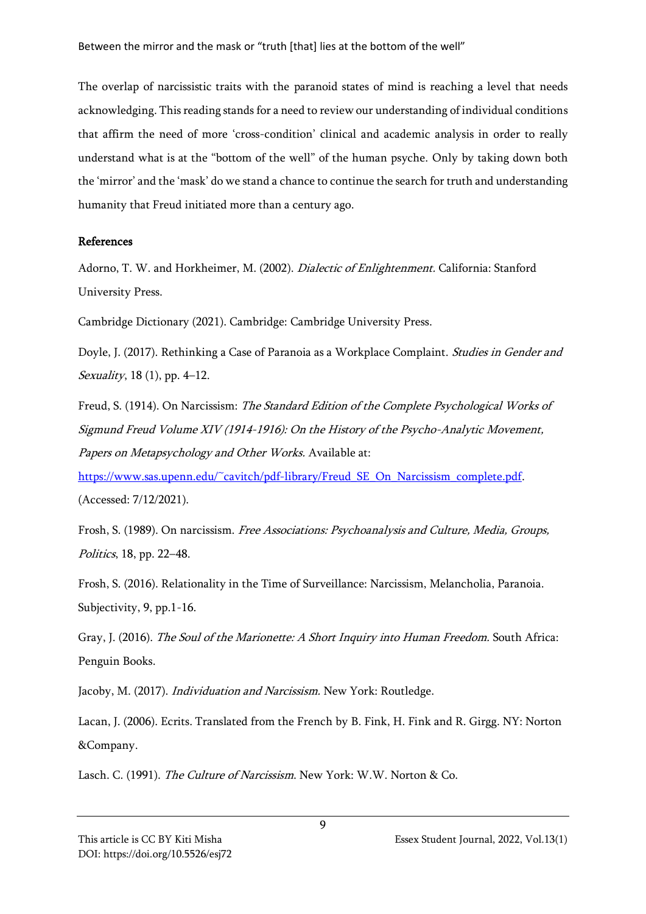The overlap of narcissistic traits with the paranoid states of mind is reaching a level that needs acknowledging. This reading stands for a need to review our understanding of individual conditions that affirm the need of more 'cross-condition' clinical and academic analysis in order to really understand what is at the "bottom of the well" of the human psyche. Only by taking down both the 'mirror' and the 'mask' do we stand a chance to continue the search for truth and understanding humanity that Freud initiated more than a century ago.

## References

Adorno, T. W. and Horkheimer, M. (2002). *Dialectic of Enlightenment.* California: Stanford University Press.

Cambridge Dictionary (2021). Cambridge: Cambridge University Press.

Doyle, J. (2017). Rethinking a Case of Paranoia as a Workplace Complaint. *Studies in Gender and Sexuality*, 18 (1), pp. 4–12.

Freud, S. (1914). On Narcissism: *The Standard Edition of the Complete Psychological Works of Sigmund Freud Volume XIV (1914-1916): On the History of the Psycho-Analytic Movement, Papers on Metapsychology and Other Works.* Available at: https://www.sas.upenn.edu/~cavitch/pdf-library/Freud_SE_On_Narcissism_complete.pdf. (Accessed: 7/12/2021).

Frosh, S. (1989). On narcissism. *Free Associations: Psychoanalysis and Culture, Media, Groups, Politics*, 18, pp. 22–48.

Frosh, S. (2016). Relationality in the Time of Surveillance: Narcissism, Melancholia, Paranoia. Subjectivity, 9, pp.1-16.

Gray, J. (2016). *The Soul of the Marionette: A Short Inquiry into Human Freedom.* South Africa: Penguin Books.

Jacoby, M. (2017). *Individuation and Narcissism.* New York: Routledge.

Lacan, J. (2006). Ecrits. Translated from the French by B. Fink, H. Fink and R. Girgg. NY: Norton &Company.

Lasch. C. (1991). *The Culture of Narcissism*. New York: W.W. Norton & Co.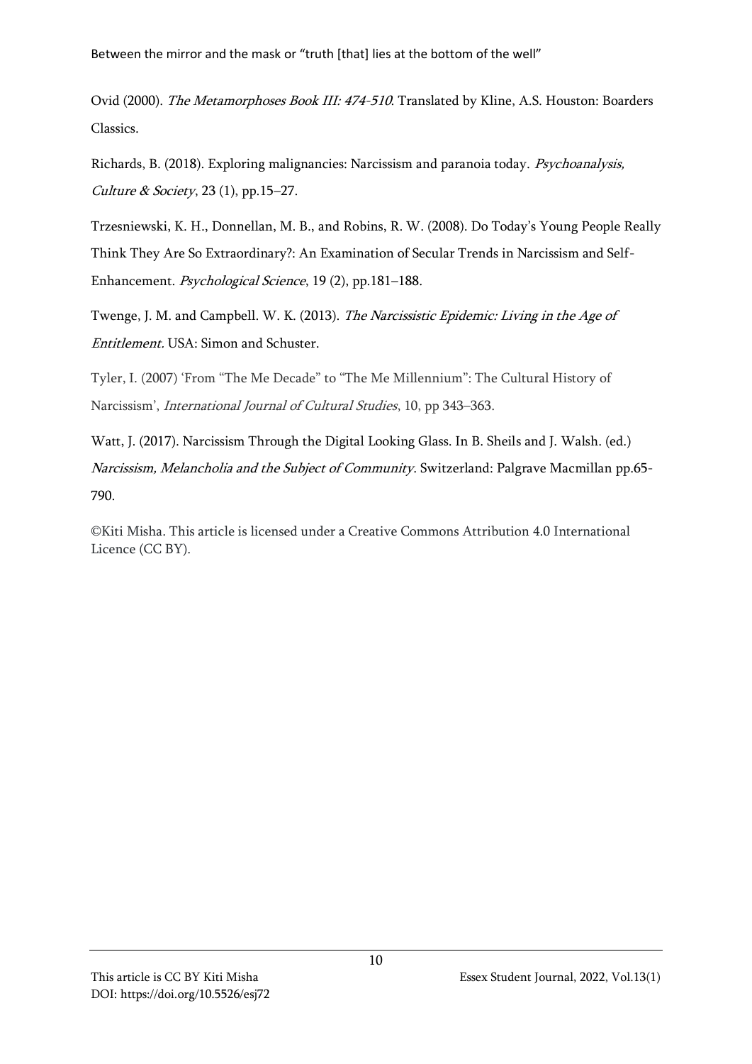Ovid (2000). *The Metamorphoses Book III: 474-510*. Translated by Kline, A.S. Houston: Boarders Classics.

Richards, B. (2018). Exploring malignancies: Narcissism and paranoia today. *Psychoanalysis, Culture & Society*, 23 (1), pp.15–27.

Trzesniewski, K. H., Donnellan, M. B., and Robins, R. W. (2008). Do Today's Young People Really Think They Are So Extraordinary?: An Examination of Secular Trends in Narcissism and Self-Enhancement. *Psychological Science*, 19 (2), pp.181–188.

Twenge, J. M. and Campbell. W. K. (2013). *The Narcissistic Epidemic: Living in the Age of Entitlement.* USA: Simon and Schuster.

Tyler, I. (2007) 'From "The Me Decade" to "The Me Millennium": The Cultural History of Narcissism', *International Journal of Cultural Studies*, 10, pp 343–363.

Watt, J. (2017). Narcissism Through the Digital Looking Glass. In B. Sheils and J. Walsh. (ed.) *Narcissism, Melancholia and the Subject of Community*. Switzerland: Palgrave Macmillan pp.65-790.

©Kiti Misha. This article is licensed under a Creative Commons Attribution 4.0 International Licence (CC BY).